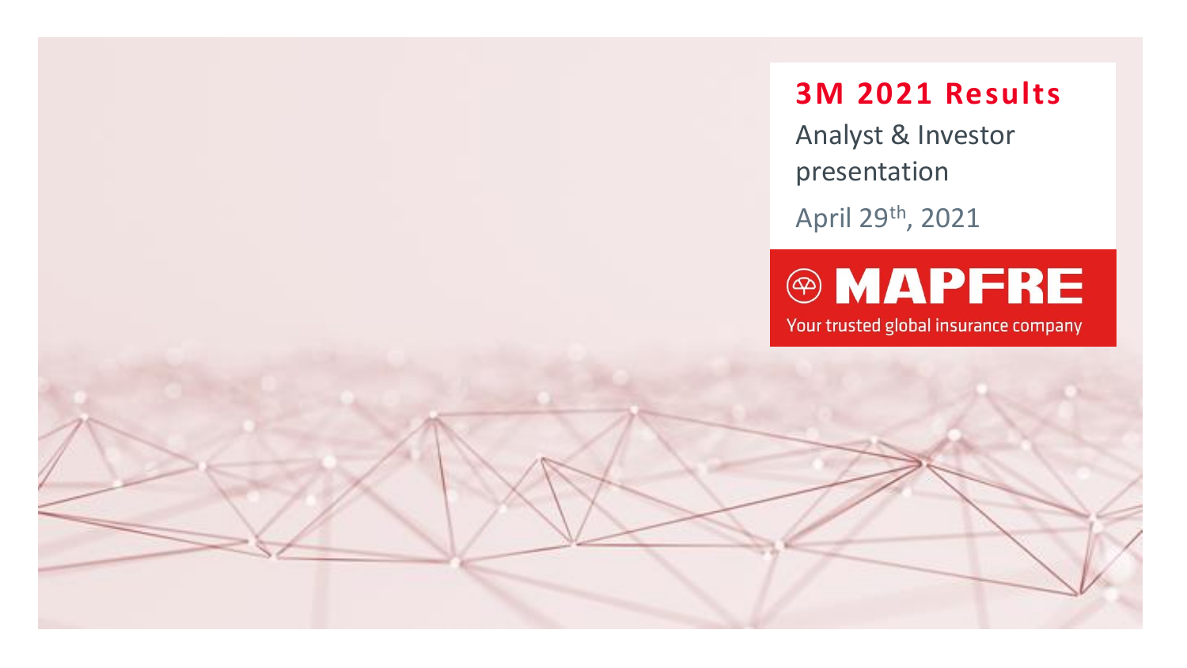# 3M 2021 Results

Analyst & Investor presentation

April 29th, 2021

MAPFRE

Your trusted global insurance company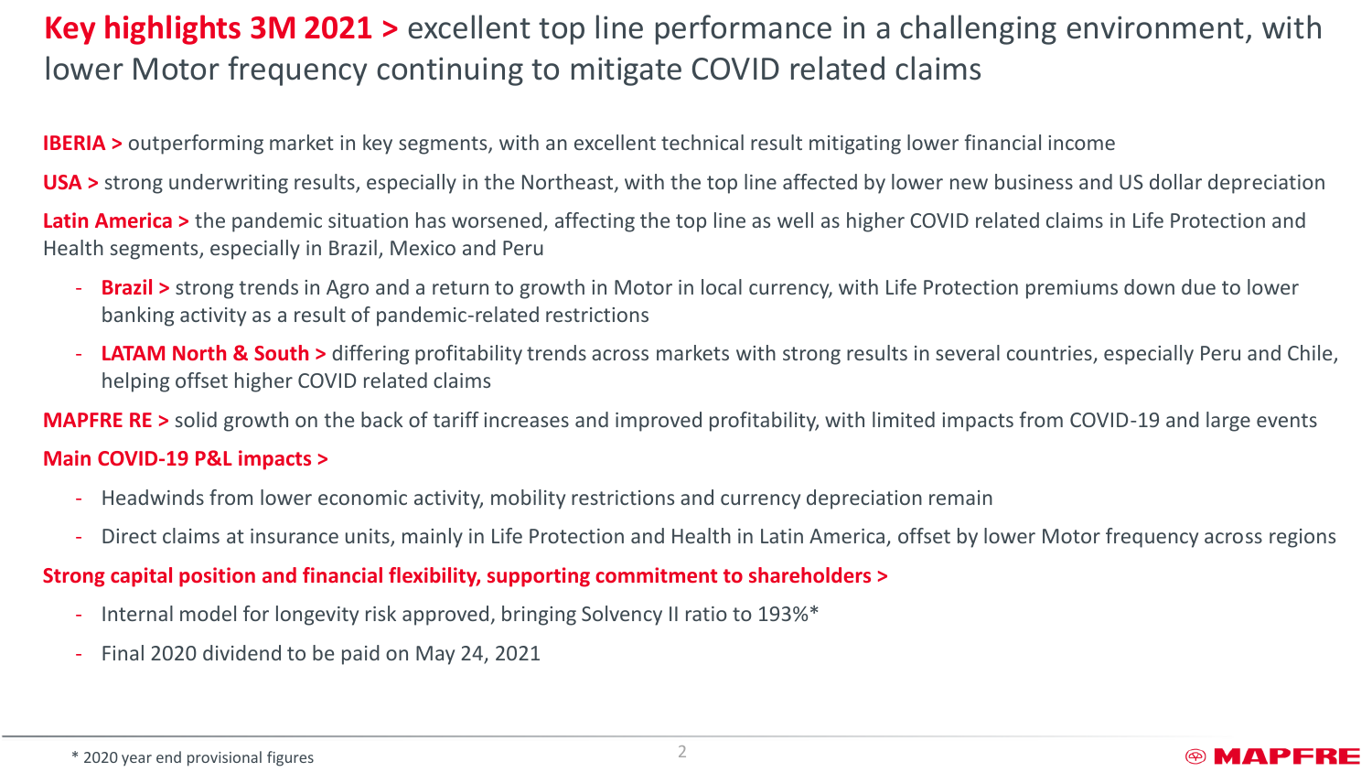# **Key highlights 3M 2021 >** excellent top line performance in a challenging environment, with lower Motor frequency continuing to mitigate COVID related claims

**IBERIA >** outperforming market in key segments, with an excellent technical result mitigating lower financial income

**USA >** strong underwriting results, especially in the Northeast, with the top line affected by lower new business and US dollar depreciation

**Latin America >** the pandemic situation has worsened, affecting the top line as well as higher COVID related claims in Life Protection and Health segments, especially in Brazil, Mexico and Peru

- **Brazil >** strong trends in Agro and a return to growth in Motor in local currency, with Life Protection premiums down due to lower banking activity as a result of pandemic-related restrictions
- **LATAM North & South >** differing profitability trends across markets with strong results in several countries, especially Peru and Chile, helping offset higher COVID related claims

**MAPFRE RE >** solid growth on the back of tariff increases and improved profitability, with limited impacts from COVID-19 and large events

**Main COVID-19 P&L impacts >**

- Headwinds from lower economic activity, mobility restrictions and currency depreciation remain
- Direct claims at insurance units, mainly in Life Protection and Health in Latin America, offset by lower Motor frequency across regions

**Strong capital position and financial flexibility, supporting commitment to shareholders >**

- Internal model for longevity risk approved, bringing Solvency II ratio to 193%*
- Final 2020 dividend to be paid on May 24, 2021

\* 2020 year end provisional figures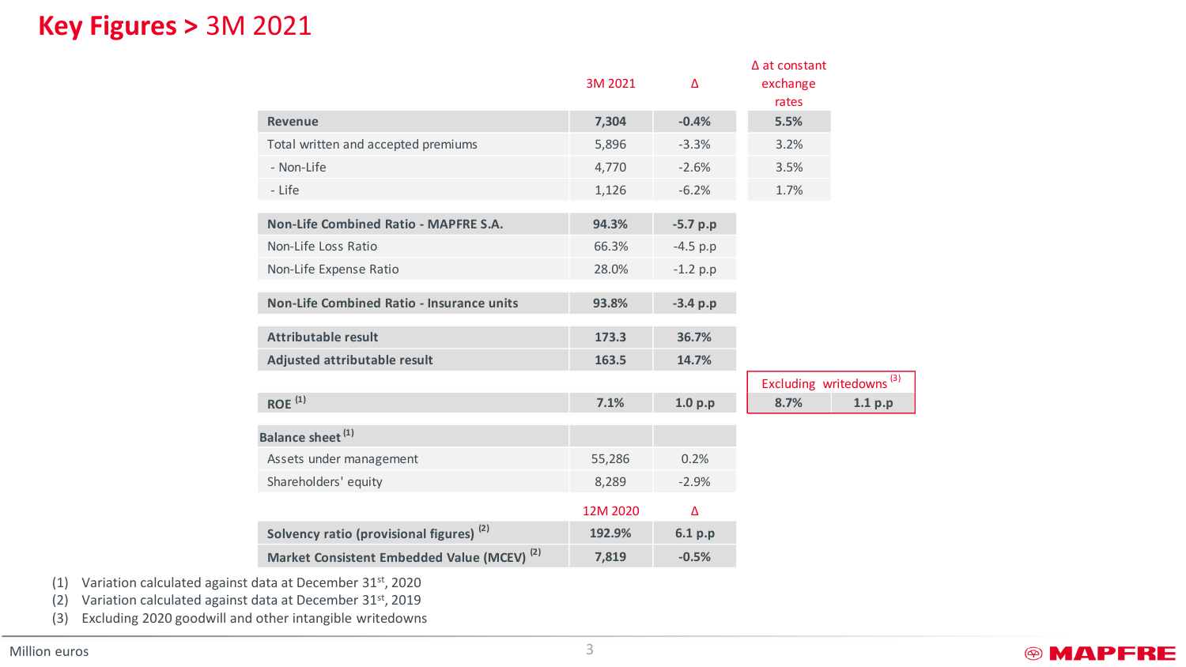# Key Figures > 3M 2021

| | 3M 2021 | Δ | Δ at constant exchange rates |
|---|---|---|---|
| **Revenue** | **7,304** | **-0.4%** | **5.5%** |
| Total written and accepted premiums | 5,896 | -3.3% | 3.2% |
| - Non-Life | 4,770 | -2.6% | 3.5% |
| - Life | 1,126 | -6.2% | 1.7% |
| **Non-Life Combined Ratio - MAPFRE S.A.** | **94.3%** | **-5.7 p.p** | |
| Non-Life Loss Ratio | 66.3% | -4.5 p.p | |
| Non-Life Expense Ratio | 28.0% | -1.2 p.p | |
| **Non-Life Combined Ratio - Insurance units** | **93.8%** | **-3.4 p.p** | |
| **Attributable result** | **173.3** | **36.7%** | |
| **Adjusted attributable result** | **163.5** | **14.7%** | |
| **ROE** [1] | **7.1%** | **1.0 p.p** | |
| **Balance sheet** [1] | | | |
| Assets under management | 55,286 | 0.2% | |
| Shareholders' equity | 8,289 | -2.9% | |
| | **12M 2020** | **Δ** | |
| **Solvency ratio (provisional figures)** [2] | **192.9%** | **6.1 p.p** | |
| **Market Consistent Embedded Value (MCEV)** [2] | **7,819** | **-0.5%** | |

| Excluding writedowns [3] | |
|---|---|
| **8.7%** | **1.1 p.p** |

(1) Variation calculated against data at December 31st, 2020
(2) Variation calculated against data at December 31st, 2019
(3) Excluding 2020 goodwill and other intangible writedowns

Million euros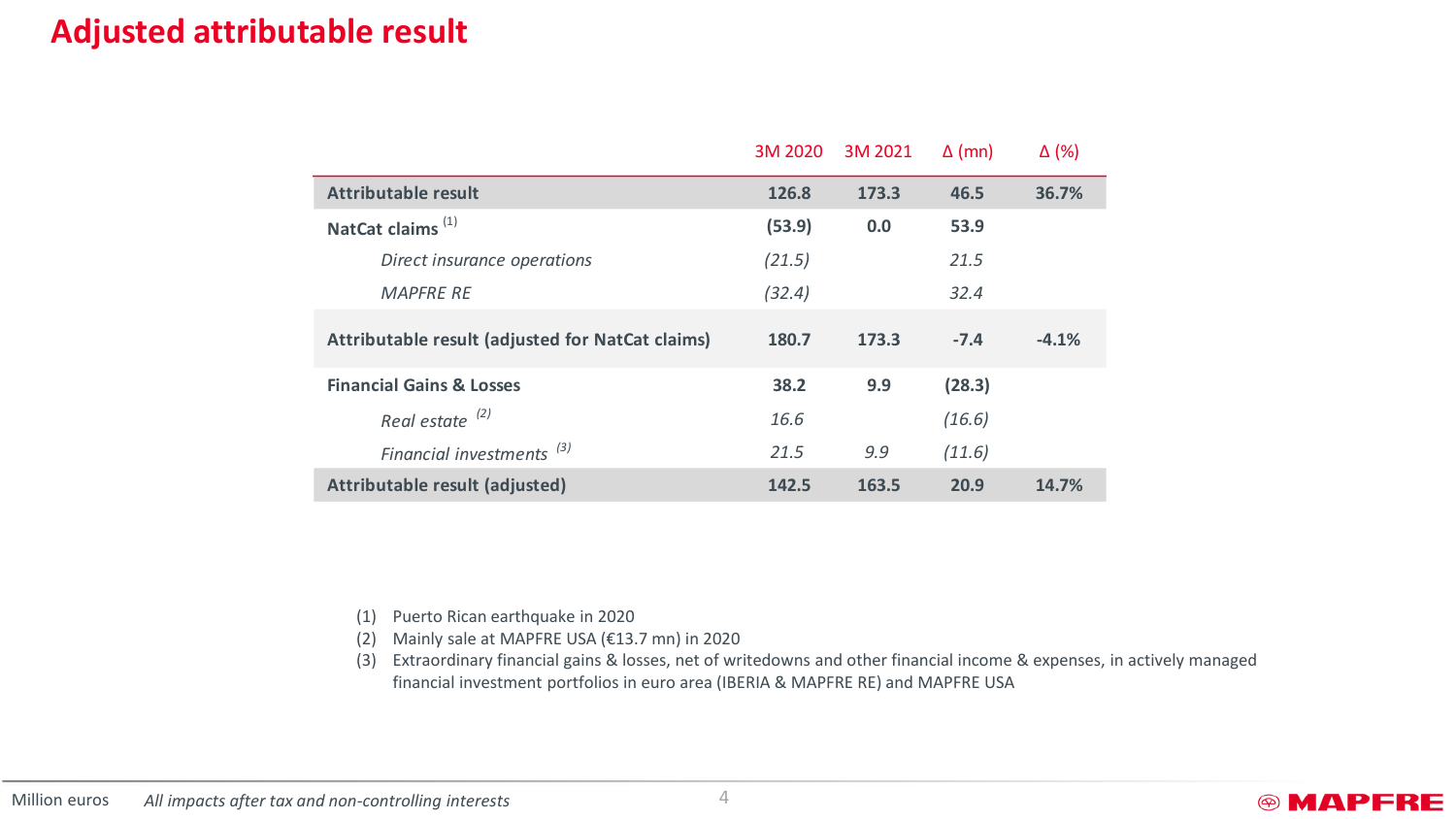# Adjusted attributable result

| | 3M 2020 | 3M 2021 | Δ (mn) | Δ (%) |
|---|---|---|---|---|
| **Attributable result** | **126.8** | **173.3** | **46.5** | **36.7%** |
| **NatCat claims** [(1)] | **(53.9)** | **0.0** | **53.9** | |
| *Direct insurance operations* | *(21.5)* | | *21.5* | |
| *MAPFRE RE* | *(32.4)* | | *32.4* | |
| **Attributable result (adjusted for NatCat claims)** | **180.7** | **173.3** | **-7.4** | **-4.1%** |
| **Financial Gains & Losses** | **38.2** | **9.9** | **(28.3)** | |
| *Real estate* [(2)] | *16.6* | | *(16.6)* | |
| *Financial investments* [(3)] | *21.5* | *9.9* | *(11.6)* | |
| **Attributable result (adjusted)** | **142.5** | **163.5** | **20.9** | **14.7%** |

(1) Puerto Rican earthquake in 2020

(2) Mainly sale at MAPFRE USA (€13.7 mn) in 2020

(3) Extraordinary financial gains & losses, net of writedowns and other financial income & expenses, in actively managed financial investment portfolios in euro area (IBERIA & MAPFRE RE) and MAPFRE USA

Million euros *All impacts after tax and non-controlling interests*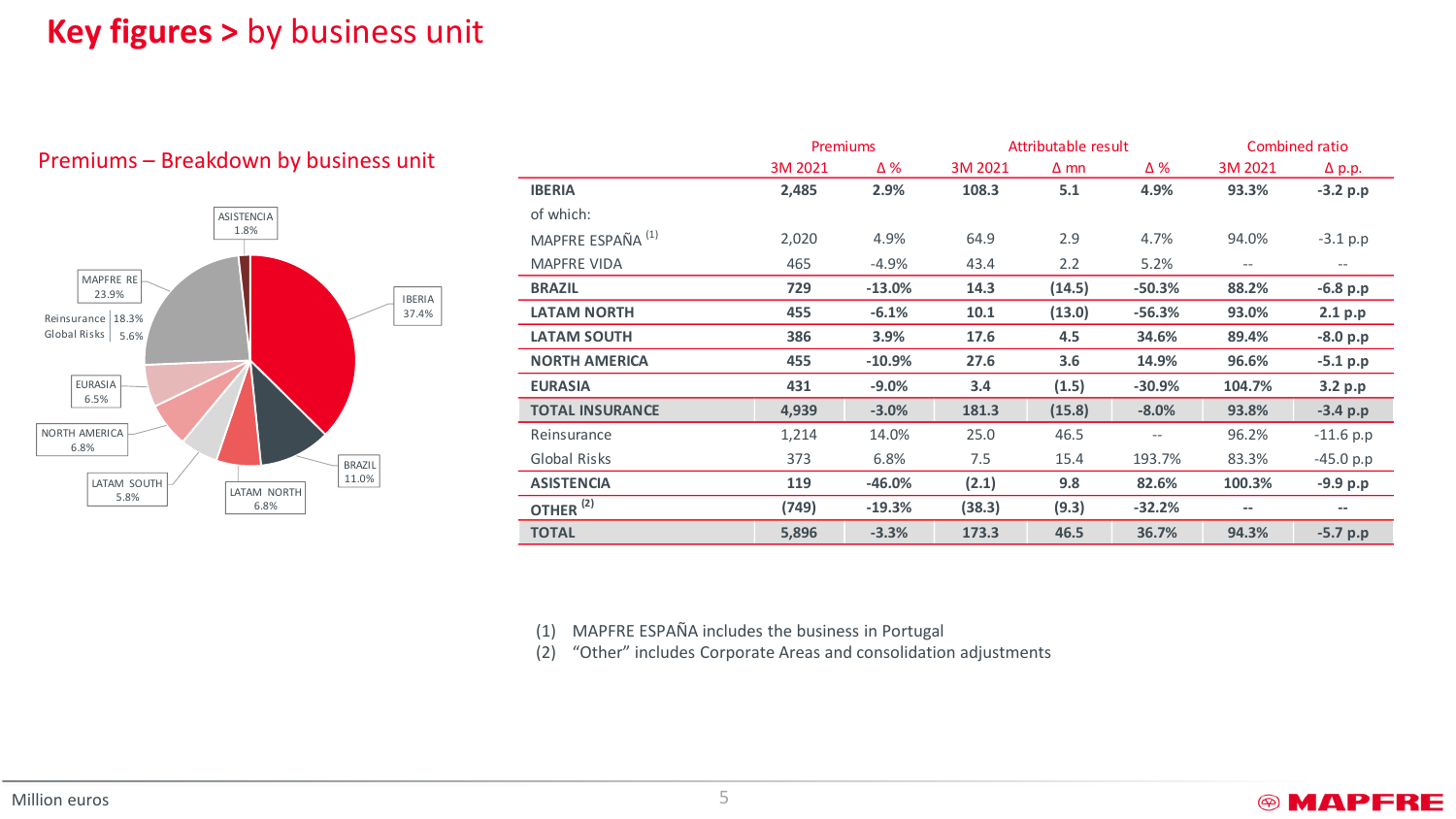# Key figures > by business unit

## Premiums – Breakdown by business unit

- IBERIA 37.4%
- BRAZIL 11.0%
- LATAM NORTH 6.8%
- LATAM SOUTH 5.8%
- NORTH AMERICA 6.8%
- EURASIA 6.5%
- MAPFRE RE 23.9% (Reinsurance 18.3%, Global Risks 5.6%)
- ASISTENCIA 1.8%

| | Premiums | | Attributable result | | | Combined ratio | |
|---|---|---|---|---|---|---|---|
| | 3M 2021 | Δ % | 3M 2021 | Δ mn | Δ % | 3M 2021 | Δ p.p. |
| **IBERIA** | **2,485** | **2.9%** | **108.3** | **5.1** | **4.9%** | **93.3%** | **-3.2 p.p** |
| of which: | | | | | | | |
| MAPFRE ESPAÑA (1) | 2,020 | 4.9% | 64.9 | 2.9 | 4.7% | 94.0% | -3.1 p.p |
| MAPFRE VIDA | 465 | -4.9% | 43.4 | 2.2 | 5.2% | -- | -- |
| **BRAZIL** | **729** | **-13.0%** | **14.3** | **(14.5)** | **-50.3%** | **88.2%** | **-6.8 p.p** |
| **LATAM NORTH** | **455** | **-6.1%** | **10.1** | **(13.0)** | **-56.3%** | **93.0%** | **2.1 p.p** |
| **LATAM SOUTH** | **386** | **3.9%** | **17.6** | **4.5** | **34.6%** | **89.4%** | **-8.0 p.p** |
| **NORTH AMERICA** | **455** | **-10.9%** | **27.6** | **3.6** | **14.9%** | **96.6%** | **-5.1 p.p** |
| **EURASIA** | **431** | **-9.0%** | **3.4** | **(1.5)** | **-30.9%** | **104.7%** | **3.2 p.p** |
| **TOTAL INSURANCE** | **4,939** | **-3.0%** | **181.3** | **(15.8)** | **-8.0%** | **93.8%** | **-3.4 p.p** |
| Reinsurance | 1,214 | 14.0% | 25.0 | 46.5 | -- | 96.2% | -11.6 p.p |
| Global Risks | 373 | 6.8% | 7.5 | 15.4 | 193.7% | 83.3% | -45.0 p.p |
| **ASISTENCIA** | **119** | **-46.0%** | **(2.1)** | **9.8** | **82.6%** | **100.3%** | **-9.9 p.p** |
| **OTHER (2)** | **(749)** | **-19.3%** | **(38.3)** | **(9.3)** | **-32.2%** | **--** | **--** |
| **TOTAL** | **5,896** | **-3.3%** | **173.3** | **46.5** | **36.7%** | **94.3%** | **-5.7 p.p** |

(1) MAPFRE ESPAÑA includes the business in Portugal
(2) "Other" includes Corporate Areas and consolidation adjustments

Million euros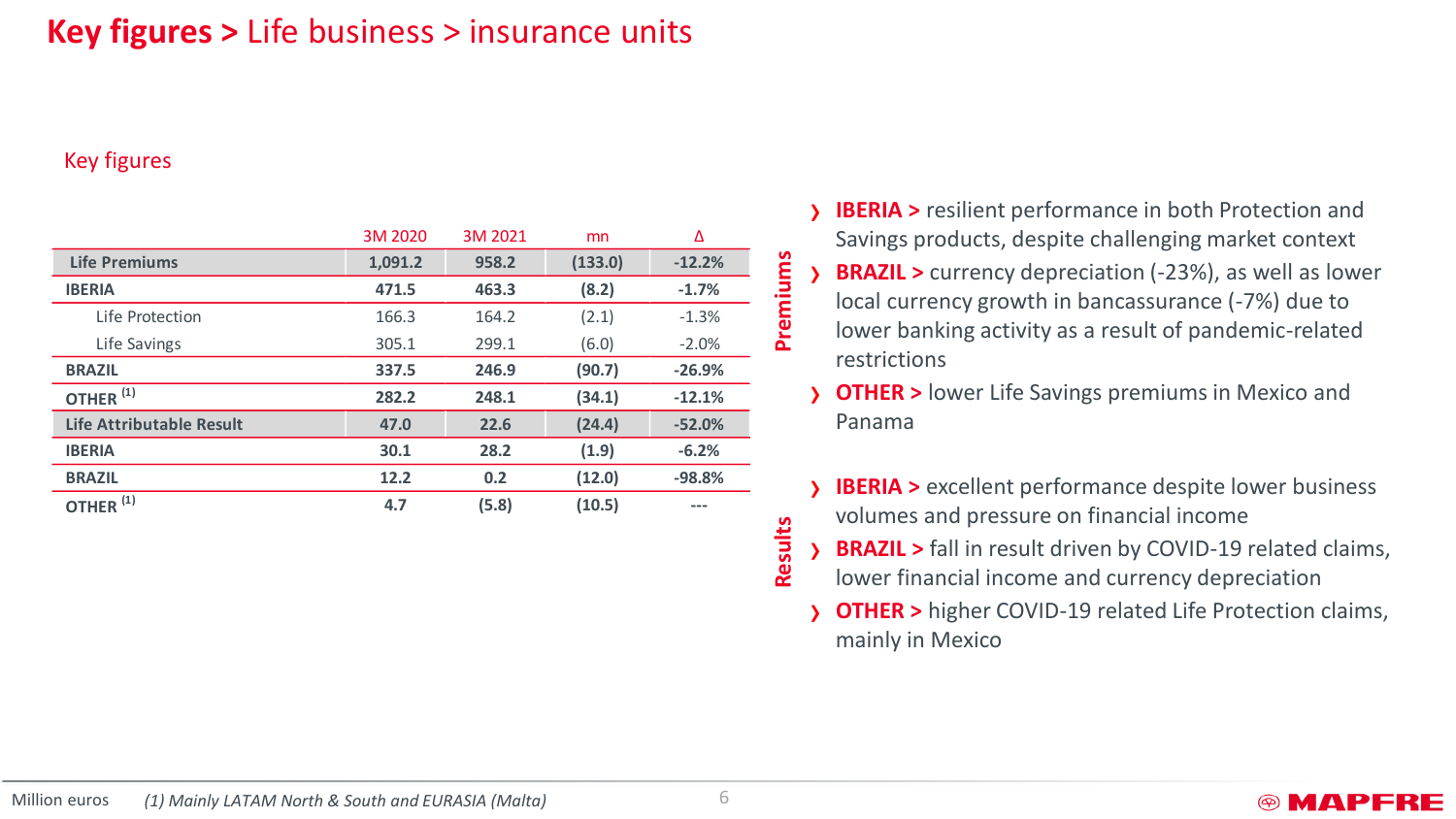# Key figures > Life business > insurance units

## Key figures

| | 3M 2020 | 3M 2021 | mn | Δ |
|---|---|---|---|---|
| **Life Premiums** | **1,091.2** | **958.2** | **(133.0)** | **-12.2%** |
| **IBERIA** | **471.5** | **463.3** | **(8.2)** | **-1.7%** |
| Life Protection | 166.3 | 164.2 | (2.1) | -1.3% |
| Life Savings | 305.1 | 299.1 | (6.0) | -2.0% |
| **BRAZIL** | **337.5** | **246.9** | **(90.7)** | **-26.9%** |
| **OTHER** (1) | **282.2** | **248.1** | **(34.1)** | **-12.1%** |
| **Life Attributable Result** | **47.0** | **22.6** | **(24.4)** | **-52.0%** |
| **IBERIA** | **30.1** | **28.2** | **(1.9)** | **-6.2%** |
| **BRAZIL** | **12.2** | **0.2** | **(12.0)** | **-98.8%** |
| **OTHER** (1) | **4.7** | **(5.8)** | **(10.5)** | **---** |

### Premiums

- **IBERIA >** resilient performance in both Protection and Savings products, despite challenging market context
- **BRAZIL >** currency depreciation (-23%), as well as lower local currency growth in bancassurance (-7%) due to lower banking activity as a result of pandemic-related restrictions
- **OTHER >** lower Life Savings premiums in Mexico and Panama

### Results

- **IBERIA >** excellent performance despite lower business volumes and pressure on financial income
- **BRAZIL >** fall in result driven by COVID-19 related claims, lower financial income and currency depreciation
- **OTHER >** higher COVID-19 related Life Protection claims, mainly in Mexico

Million euros *(1) Mainly LATAM North & South and EURASIA (Malta)*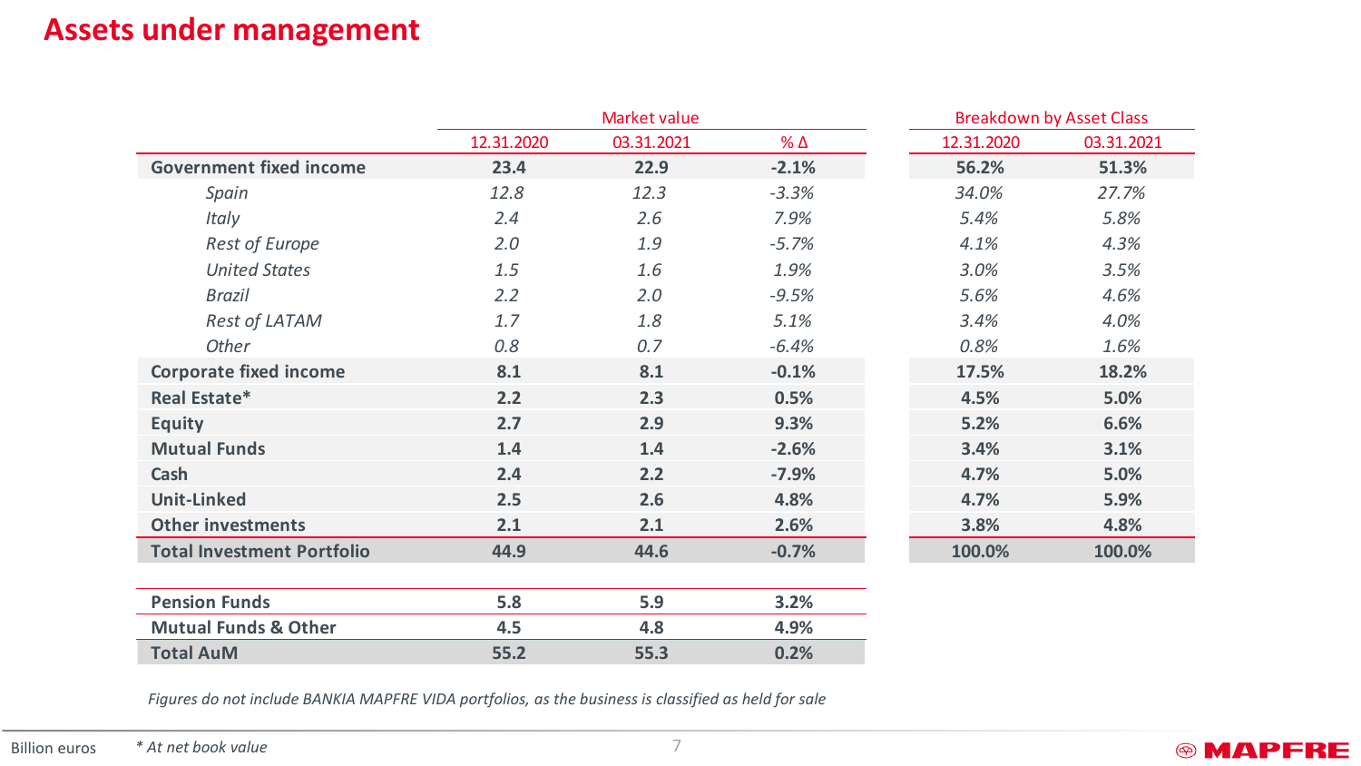# Assets under management

| | Market value | | | Breakdown by Asset Class | |
|---|---|---|---|---|---|
| | 12.31.2020 | 03.31.2021 | % Δ | 12.31.2020 | 03.31.2021 |
| **Government fixed income** | **23.4** | **22.9** | **-2.1%** | **56.2%** | **51.3%** |
| *Spain* | *12.8* | *12.3* | *-3.3%* | *34.0%* | *27.7%* |
| *Italy* | *2.4* | *2.6* | *7.9%* | *5.4%* | *5.8%* |
| *Rest of Europe* | *2.0* | *1.9* | *-5.7%* | *4.1%* | *4.3%* |
| *United States* | *1.5* | *1.6* | *1.9%* | *3.0%* | *3.5%* |
| *Brazil* | *2.2* | *2.0* | *-9.5%* | *5.6%* | *4.6%* |
| *Rest of LATAM* | *1.7* | *1.8* | *5.1%* | *3.4%* | *4.0%* |
| *Other* | *0.8* | *0.7* | *-6.4%* | *0.8%* | *1.6%* |
| **Corporate fixed income** | **8.1** | **8.1** | **-0.1%** | **17.5%** | **18.2%** |
| **Real Estate*** | **2.2** | **2.3** | **0.5%** | **4.5%** | **5.0%** |
| **Equity** | **2.7** | **2.9** | **9.3%** | **5.2%** | **6.6%** |
| **Mutual Funds** | **1.4** | **1.4** | **-2.6%** | **3.4%** | **3.1%** |
| **Cash** | **2.4** | **2.2** | **-7.9%** | **4.7%** | **5.0%** |
| **Unit-Linked** | **2.5** | **2.6** | **4.8%** | **4.7%** | **5.9%** |
| **Other investments** | **2.1** | **2.1** | **2.6%** | **3.8%** | **4.8%** |
| **Total Investment Portfolio** | **44.9** | **44.6** | **-0.7%** | **100.0%** | **100.0%** |

| | 12.31.2020 | 03.31.2021 | % Δ |
|---|---|---|---|
| **Pension Funds** | **5.8** | **5.9** | **3.2%** |
| **Mutual Funds & Other** | **4.5** | **4.8** | **4.9%** |
| **Total AuM** | **55.2** | **55.3** | **0.2%** |

*Figures do not include BANKIA MAPFRE VIDA portfolios, as the business is classified as held for sale*

Billion euros

*\* At net book value*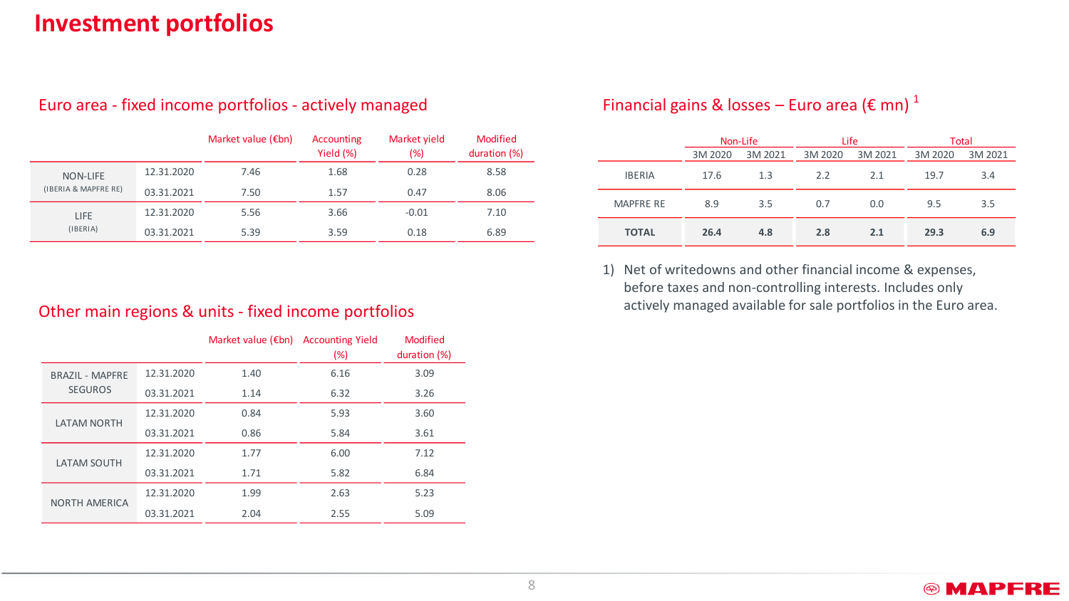# Investment portfolios

## Euro area - fixed income portfolios - actively managed

| | | Market value (€bn) | Accounting Yield (%) | Market yield (%) | Modified duration (%) |
|---|---|---|---|---|---|
| NON-LIFE (IBERIA & MAPFRE RE) | 12.31.2020 | 7.46 | 1.68 | 0.28 | 8.58 |
| | 03.31.2021 | 7.50 | 1.57 | 0.47 | 8.06 |
| LIFE (IBERIA) | 12.31.2020 | 5.56 | 3.66 | -0.01 | 7.10 |
| | 03.31.2021 | 5.39 | 3.59 | 0.18 | 6.89 |

## Other main regions & units - fixed income portfolios

| | | Market value (€bn) | Accounting Yield (%) | Modified duration (%) |
|---|---|---|---|---|
| BRAZIL - MAPFRE SEGUROS | 12.31.2020 | 1.40 | 6.16 | 3.09 |
| | 03.31.2021 | 1.14 | 6.32 | 3.26 |
| LATAM NORTH | 12.31.2020 | 0.84 | 5.93 | 3.60 |
| | 03.31.2021 | 0.86 | 5.84 | 3.61 |
| LATAM SOUTH | 12.31.2020 | 1.77 | 6.00 | 7.12 |
| | 03.31.2021 | 1.71 | 5.82 | 6.84 |
| NORTH AMERICA | 12.31.2020 | 1.99 | 2.63 | 5.23 |
| | 03.31.2021 | 2.04 | 2.55 | 5.09 |

## Financial gains & losses – Euro area (€ mn) [1]

| | Non-Life | | Life | | Total | |
|---|---|---|---|---|---|---|
| | 3M 2020 | 3M 2021 | 3M 2020 | 3M 2021 | 3M 2020 | 3M 2021 |
| IBERIA | 17.6 | 1.3 | 2.2 | 2.1 | 19.7 | 3.4 |
| MAPFRE RE | 8.9 | 3.5 | 0.7 | 0.0 | 9.5 | 3.5 |
| **TOTAL** | **26.4** | **4.8** | **2.8** | **2.1** | **29.3** | **6.9** |

1) Net of writedowns and other financial income & expenses, before taxes and non-controlling interests. Includes only actively managed available for sale portfolios in the Euro area.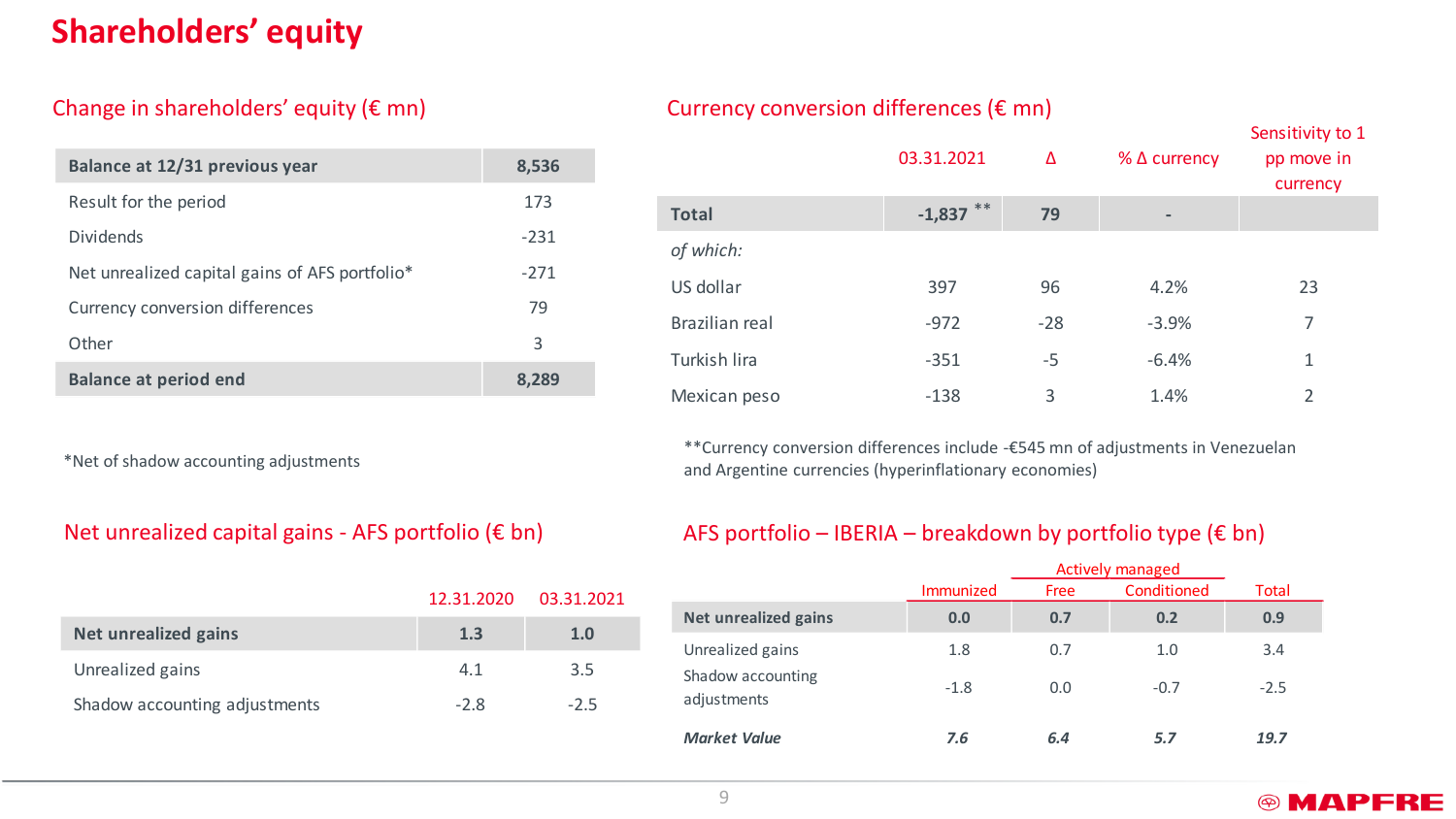# Shareholders' equity

## Change in shareholders' equity (€ mn)

| | |
|---|---|
| **Balance at 12/31 previous year** | **8,536** |
| Result for the period | 173 |
| Dividends | -231 |
| Net unrealized capital gains of AFS portfolio* | -271 |
| Currency conversion differences | 79 |
| Other | 3 |
| **Balance at period end** | **8,289** |

*Net of shadow accounting adjustments

## Currency conversion differences (€ mn)

| | 03.31.2021 | Δ | % Δ currency | Sensitivity to 1 pp move in currency |
|---|---|---|---|---|
| **Total** | **-1,837** ** | **79** | - | |
| *of which:* | | | | |
| US dollar | 397 | 96 | 4.2% | 23 |
| Brazilian real | -972 | -28 | -3.9% | 7 |
| Turkish lira | -351 | -5 | -6.4% | 1 |
| Mexican peso | -138 | 3 | 1.4% | 2 |

**Currency conversion differences include -€545 mn of adjustments in Venezuelan and Argentine currencies (hyperinflationary economies)

## Net unrealized capital gains - AFS portfolio (€ bn)

| | 12.31.2020 | 03.31.2021 |
|---|---|---|
| **Net unrealized gains** | **1.3** | **1.0** |
| Unrealized gains | 4.1 | 3.5 |
| Shadow accounting adjustments | -2.8 | -2.5 |

## AFS portfolio – IBERIA – breakdown by portfolio type (€ bn)

| | | Actively managed | | |
|---|---|---|---|---|
| | Immunized | Free | Conditioned | Total |
| **Net unrealized gains** | **0.0** | **0.7** | **0.2** | **0.9** |
| Unrealized gains | 1.8 | 0.7 | 1.0 | 3.4 |
| Shadow accounting adjustments | -1.8 | 0.0 | -0.7 | -2.5 |
| ***Market Value*** | ***7.6*** | ***6.4*** | ***5.7*** | ***19.7*** |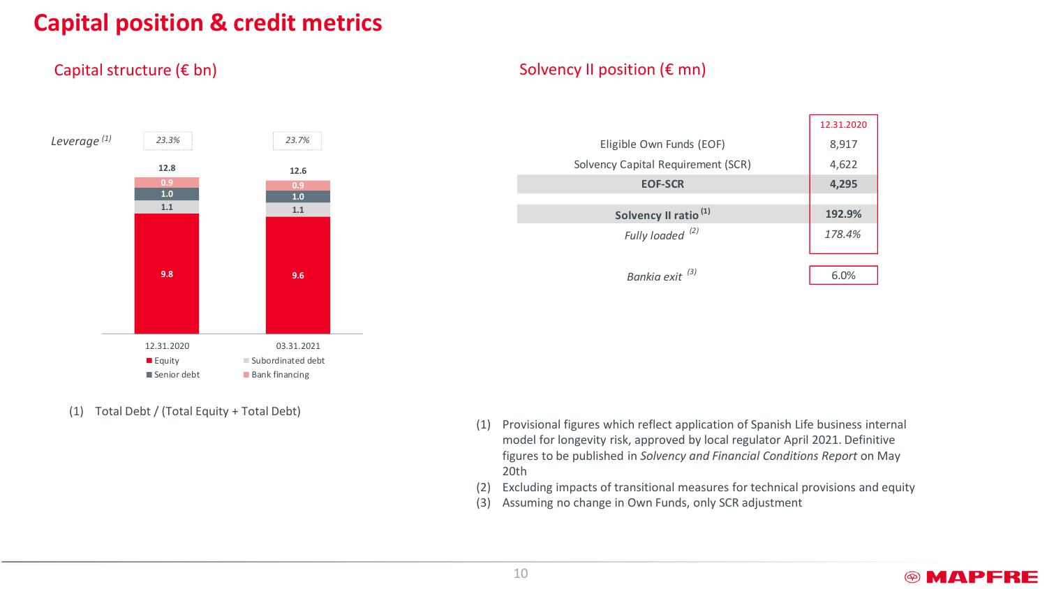# Capital position & credit metrics

## Capital structure (€ bn)

| | 12.31.2020 | 03.31.2021 |
|---|---|---|
| Leverage [(1)] | 23.3% | 23.7% |
| Total | 12.8 | 12.6 |
| Bank financing | 0.9 | 0.9 |
| Senior debt | 1.0 | 1.0 |
| Subordinated debt | 1.1 | 1.1 |
| Equity | 9.8 | 9.6 |

(1) Total Debt / (Total Equity + Total Debt)

## Solvency II position (€ mn)

| | 12.31.2020 |
|---|---|
| Eligible Own Funds (EOF) | 8,917 |
| Solvency Capital Requirement (SCR) | 4,622 |
| **EOF-SCR** | **4,295** |
| **Solvency II ratio [(1)]** | **192.9%** |
| *Fully loaded [(2)]* | *178.4%* |
| *Bankia exit [(3)]* | 6.0% |

(1) Provisional figures which reflect application of Spanish Life business internal model for longevity risk, approved by local regulator April 2021. Definitive figures to be published in *Solvency and Financial Conditions Report* on May 20th

(2) Excluding impacts of transitional measures for technical provisions and equity

(3) Assuming no change in Own Funds, only SCR adjustment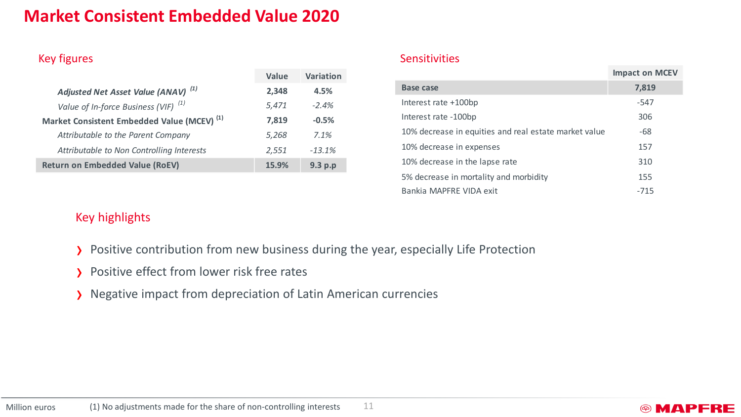# Market Consistent Embedded Value 2020

## Key figures

| | Value | Variation |
|---|---|---|
| ***Adjusted Net Asset Value (ANAV)*** [(1)] | **2,348** | **4.5%** |
| *Value of In-force Business (VIF)* [(1)] | *5,471* | *-2.4%* |
| **Market Consistent Embedded Value (MCEV)** [(1)] | **7,819** | **-0.5%** |
| *Attributable to the Parent Company* | *5,268* | *7.1%* |
| *Attributable to Non Controlling Interests* | *2,551* | *-13.1%* |
| **Return on Embedded Value (RoEV)** | **15.9%** | **9.3 p.p** |

## Sensitivities

| | Impact on MCEV |
|---|---|
| **Base case** | **7,819** |
| Interest rate +100bp | -547 |
| Interest rate -100bp | 306 |
| 10% decrease in equities and real estate market value | -68 |
| 10% decrease in expenses | 157 |
| 10% decrease in the lapse rate | 310 |
| 5% decrease in mortality and morbidity | 155 |
| Bankia MAPFRE VIDA exit | -715 |

## Key highlights

- Positive contribution from new business during the year, especially Life Protection
- Positive effect from lower risk free rates
- Negative impact from depreciation of Latin American currencies

Million euros

(1) No adjustments made for the share of non-controlling interests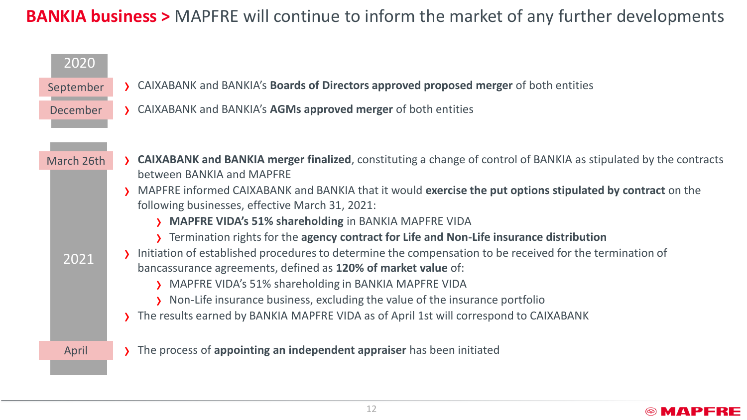# **BANKIA business >** MAPFRE will continue to inform the market of any further developments

## 2020

**September**

- CAIXABANK and BANKIA's **Boards of Directors approved proposed merger** of both entities

**December**

- CAIXABANK and BANKIA's **AGMs approved merger** of both entities

## 2021

**March 26th**

- **CAIXABANK and BANKIA merger finalized**, constituting a change of control of BANKIA as stipulated by the contracts between BANKIA and MAPFRE
- MAPFRE informed CAIXABANK and BANKIA that it would **exercise the put options stipulated by contract** on the following businesses, effective March 31, 2021:
  - **MAPFRE VIDA's 51% shareholding** in BANKIA MAPFRE VIDA
  - Termination rights for the **agency contract for Life and Non-Life insurance distribution**
- Initiation of established procedures to determine the compensation to be received for the termination of bancassurance agreements, defined as **120% of market value** of:
  - MAPFRE VIDA's 51% shareholding in BANKIA MAPFRE VIDA
  - Non-Life insurance business, excluding the value of the insurance portfolio
- The results earned by BANKIA MAPFRE VIDA as of April 1st will correspond to CAIXABANK

**April**

- The process of **appointing an independent appraiser** has been initiated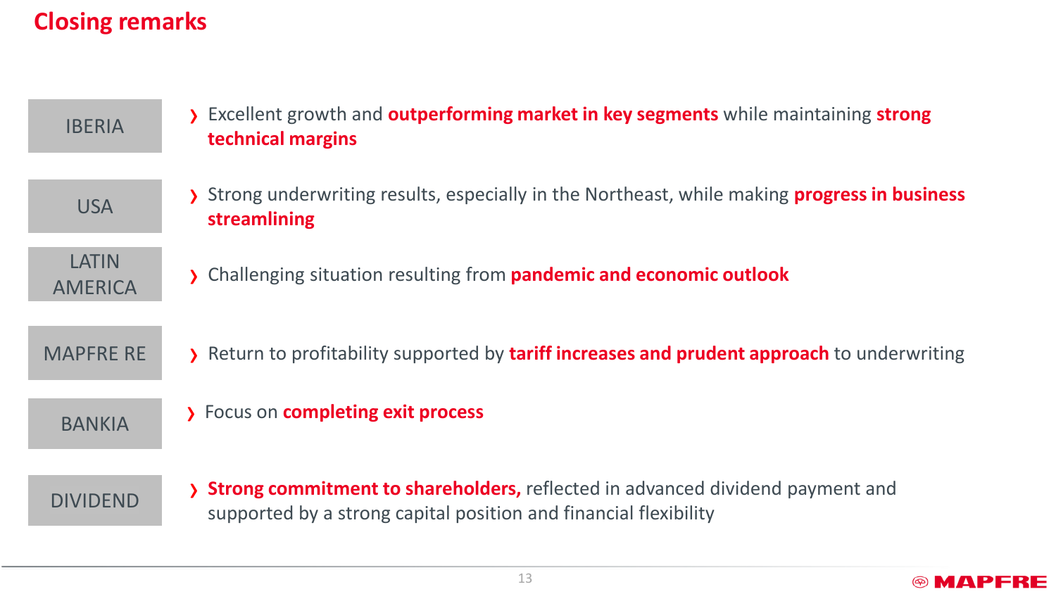# Closing remarks

| | |
|---|---|
| IBERIA | Excellent growth and **outperforming market in key segments** while maintaining **strong technical margins** |
| USA | Strong underwriting results, especially in the Northeast, while making **progress in business streamlining** |
| LATIN AMERICA | Challenging situation resulting from **pandemic and economic outlook** |
| MAPFRE RE | Return to profitability supported by **tariff increases and prudent approach** to underwriting |
| BANKIA | Focus on **completing exit process** |
| DIVIDEND | **Strong commitment to shareholders,** reflected in advanced dividend payment and supported by a strong capital position and financial flexibility |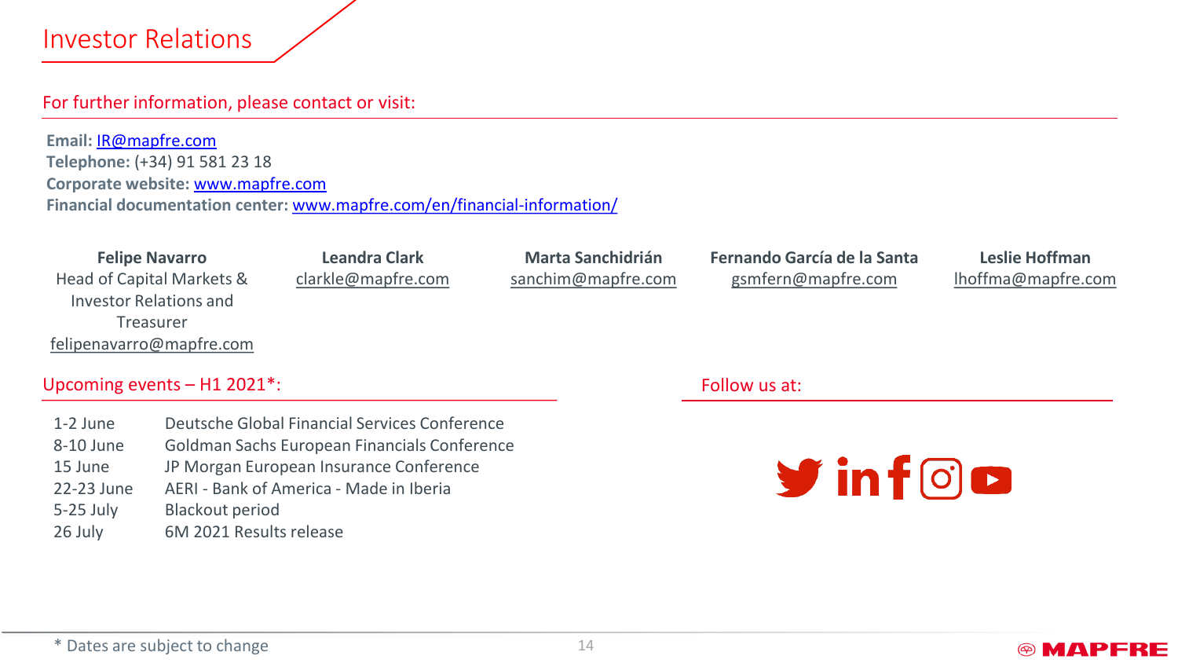# Investor Relations

## For further information, please contact or visit:

**Email:** IR@mapfre.com
**Telephone:** (+34) 91 581 23 18
**Corporate website:** www.mapfre.com
**Financial documentation center:** www.mapfre.com/en/financial-information/

**Felipe Navarro**
Head of Capital Markets & Investor Relations and Treasurer
felipenavarro@mapfre.com

**Leandra Clark**
clarkle@mapfre.com

**Marta Sanchidrián**
sanchim@mapfre.com

**Fernando García de la Santa**
gsmfern@mapfre.com

**Leslie Hoffman**
lhoffma@mapfre.com

## Upcoming events – H1 2021*:

| | |
|---|---|
| 1-2 June | Deutsche Global Financial Services Conference |
| 8-10 June | Goldman Sachs European Financials Conference |
| 15 June | JP Morgan European Insurance Conference |
| 22-23 June | AERI - Bank of America - Made in Iberia |
| 5-25 July | Blackout period |
| 26 July | 6M 2021 Results release |

## Follow us at:

\* Dates are subject to change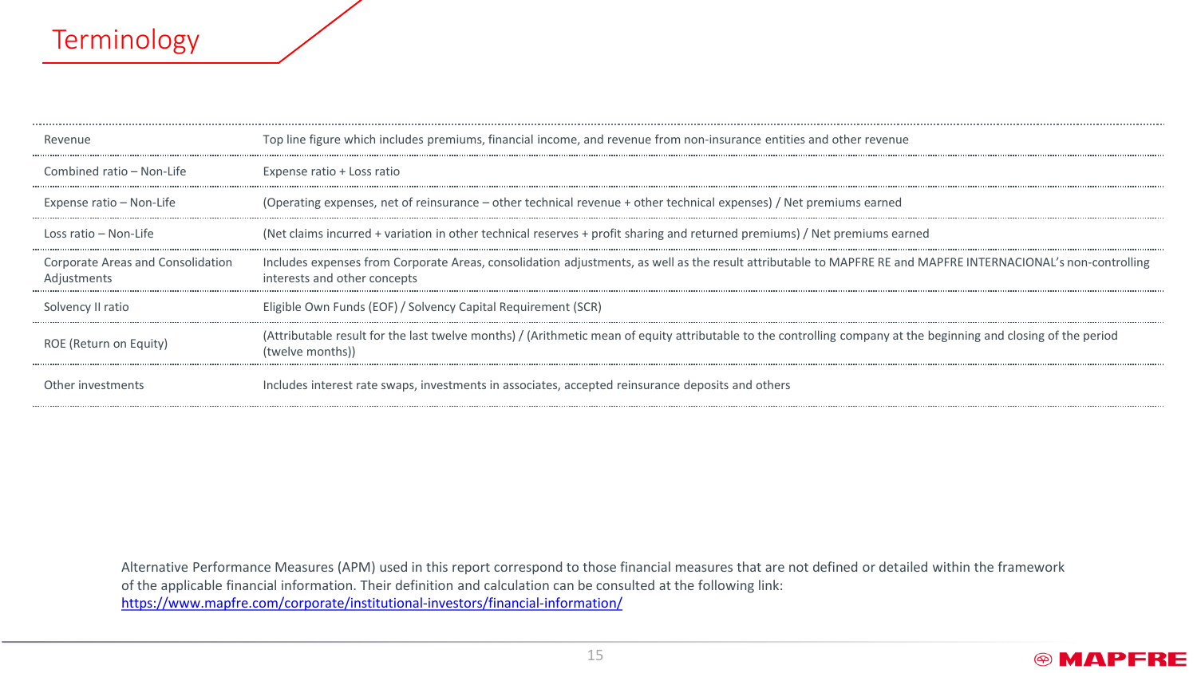# Terminology

| Term | Definition |
|---|---|
| Revenue | Top line figure which includes premiums, financial income, and revenue from non-insurance entities and other revenue |
| Combined ratio – Non-Life | Expense ratio + Loss ratio |
| Expense ratio – Non-Life | (Operating expenses, net of reinsurance – other technical revenue + other technical expenses) / Net premiums earned |
| Loss ratio – Non-Life | (Net claims incurred + variation in other technical reserves + profit sharing and returned premiums) / Net premiums earned |
| Corporate Areas and Consolidation Adjustments | Includes expenses from Corporate Areas, consolidation adjustments, as well as the result attributable to MAPFRE RE and MAPFRE INTERNACIONAL's non-controlling interests and other concepts |
| Solvency II ratio | Eligible Own Funds (EOF) / Solvency Capital Requirement (SCR) |
| ROE (Return on Equity) | (Attributable result for the last twelve months) / (Arithmetic mean of equity attributable to the controlling company at the beginning and closing of the period (twelve months)) |
| Other investments | Includes interest rate swaps, investments in associates, accepted reinsurance deposits and others |

Alternative Performance Measures (APM) used in this report correspond to those financial measures that are not defined or detailed within the framework of the applicable financial information. Their definition and calculation can be consulted at the following link: https://www.mapfre.com/corporate/institutional-investors/financial-information/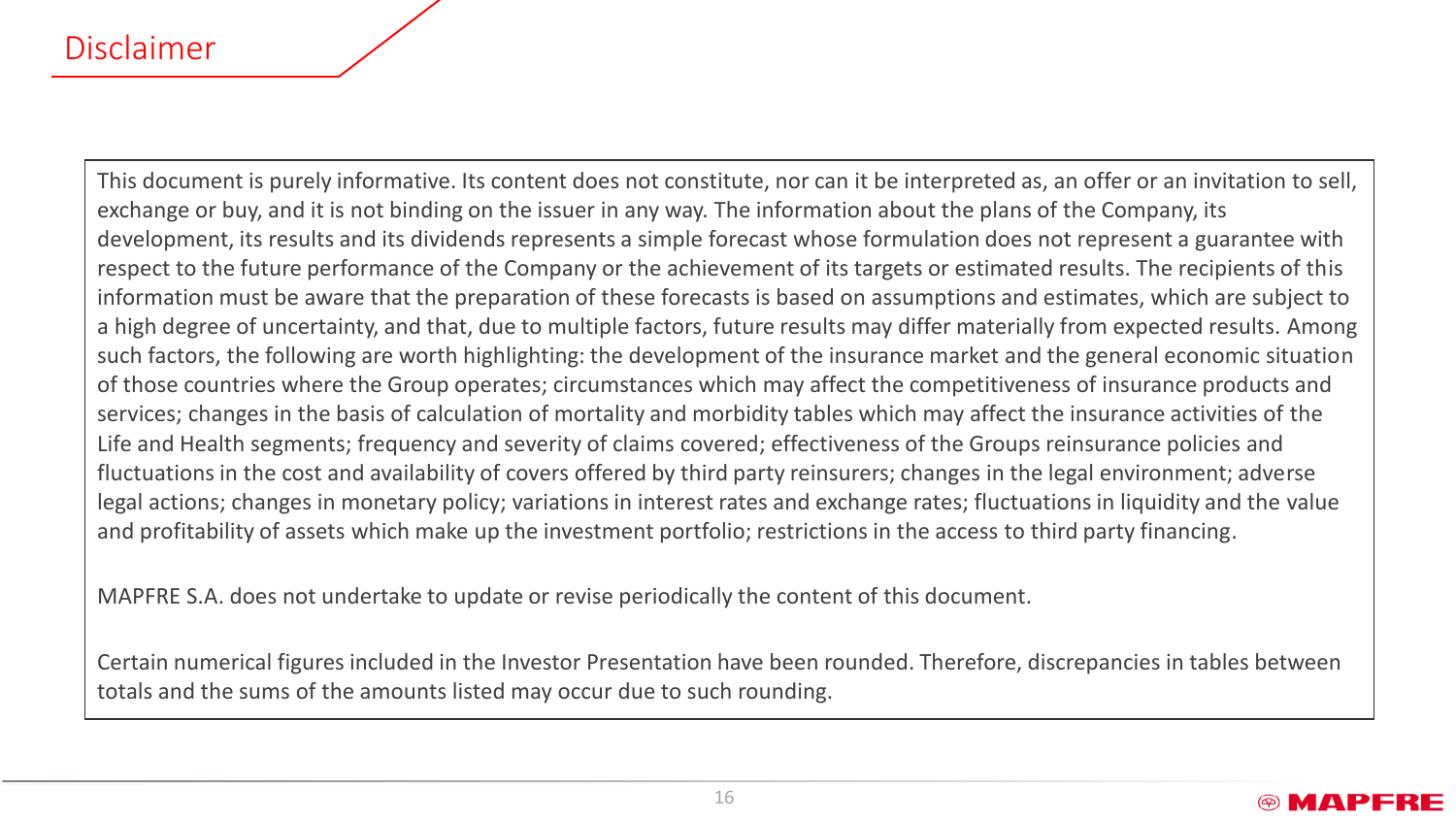# Disclaimer

This document is purely informative. Its content does not constitute, nor can it be interpreted as, an offer or an invitation to sell, exchange or buy, and it is not binding on the issuer in any way. The information about the plans of the Company, its development, its results and its dividends represents a simple forecast whose formulation does not represent a guarantee with respect to the future performance of the Company or the achievement of its targets or estimated results. The recipients of this information must be aware that the preparation of these forecasts is based on assumptions and estimates, which are subject to a high degree of uncertainty, and that, due to multiple factors, future results may differ materially from expected results. Among such factors, the following are worth highlighting: the development of the insurance market and the general economic situation of those countries where the Group operates; circumstances which may affect the competitiveness of insurance products and services; changes in the basis of calculation of mortality and morbidity tables which may affect the insurance activities of the Life and Health segments; frequency and severity of claims covered; effectiveness of the Groups reinsurance policies and fluctuations in the cost and availability of covers offered by third party reinsurers; changes in the legal environment; adverse legal actions; changes in monetary policy; variations in interest rates and exchange rates; fluctuations in liquidity and the value and profitability of assets which make up the investment portfolio; restrictions in the access to third party financing.

MAPFRE S.A. does not undertake to update or revise periodically the content of this document.

Certain numerical figures included in the Investor Presentation have been rounded. Therefore, discrepancies in tables between totals and the sums of the amounts listed may occur due to such rounding.